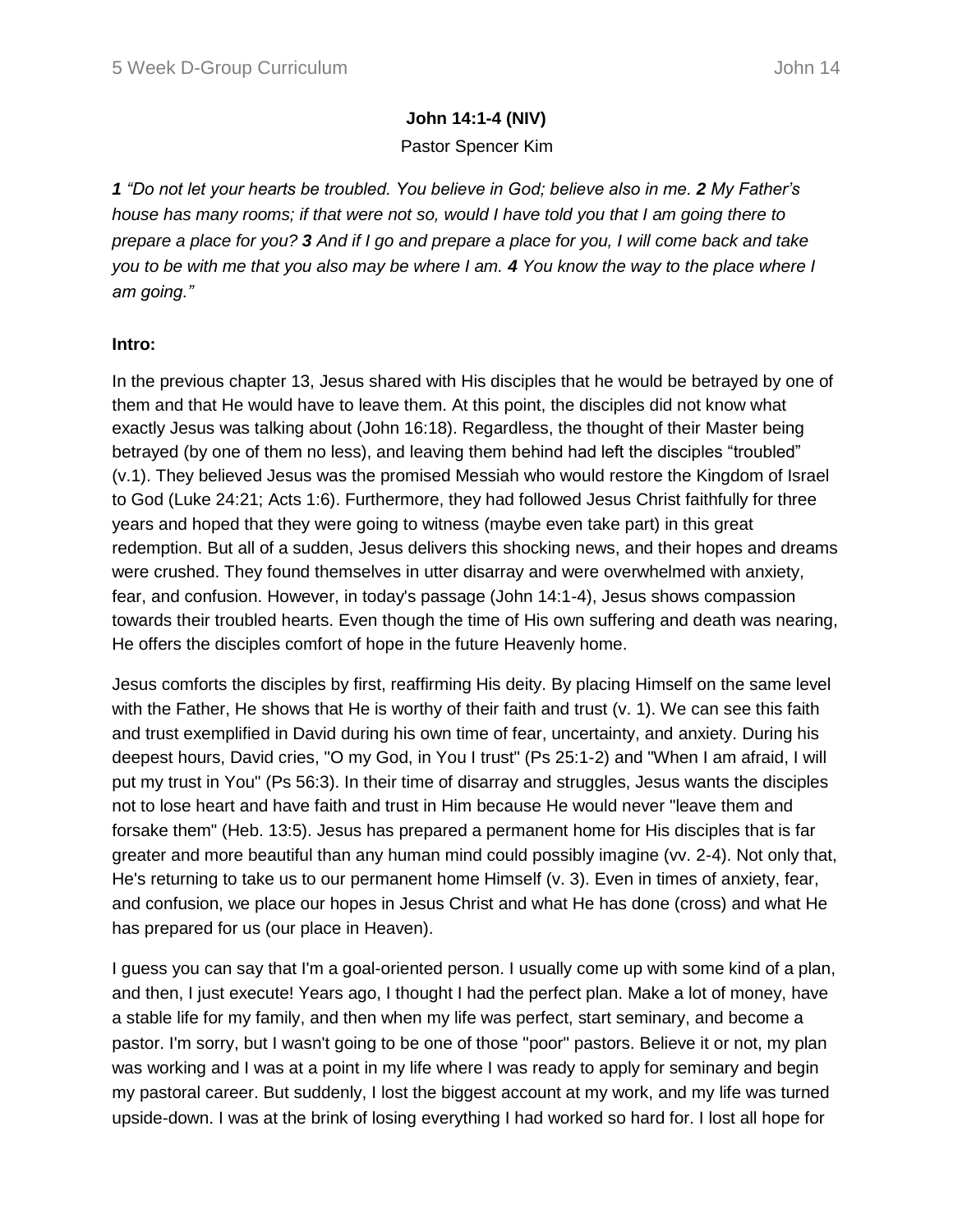**John 14:1-4 (NIV)**

Pastor Spencer Kim

***1*** *"Do not let your hearts be troubled. You believe in God; believe also in me.* ***2*** *My Father's house has many rooms; if that were not so, would I have told you that I am going there to prepare a place for you?* ***3*** *And if I go and prepare a place for you, I will come back and take you to be with me that you also may be where I am.* ***4*** *You know the way to the place where I am going."*

**Intro:**

In the previous chapter 13, Jesus shared with His disciples that he would be betrayed by one of them and that He would have to leave them. At this point, the disciples did not know what exactly Jesus was talking about (John 16:18). Regardless, the thought of their Master being betrayed (by one of them no less), and leaving them behind had left the disciples "troubled" (v.1). They believed Jesus was the promised Messiah who would restore the Kingdom of Israel to God (Luke 24:21; Acts 1:6). Furthermore, they had followed Jesus Christ faithfully for three years and hoped that they were going to witness (maybe even take part) in this great redemption. But all of a sudden, Jesus delivers this shocking news, and their hopes and dreams were crushed. They found themselves in utter disarray and were overwhelmed with anxiety, fear, and confusion. However, in today's passage (John 14:1-4), Jesus shows compassion towards their troubled hearts. Even though the time of His own suffering and death was nearing, He offers the disciples comfort of hope in the future Heavenly home.

Jesus comforts the disciples by first, reaffirming His deity. By placing Himself on the same level with the Father, He shows that He is worthy of their faith and trust (v. 1). We can see this faith and trust exemplified in David during his own time of fear, uncertainty, and anxiety. During his deepest hours, David cries, "O my God, in You I trust" (Ps 25:1-2) and "When I am afraid, I will put my trust in You" (Ps 56:3). In their time of disarray and struggles, Jesus wants the disciples not to lose heart and have faith and trust in Him because He would never "leave them and forsake them" (Heb. 13:5). Jesus has prepared a permanent home for His disciples that is far greater and more beautiful than any human mind could possibly imagine (vv. 2-4). Not only that, He's returning to take us to our permanent home Himself (v. 3). Even in times of anxiety, fear, and confusion, we place our hopes in Jesus Christ and what He has done (cross) and what He has prepared for us (our place in Heaven).

I guess you can say that I'm a goal-oriented person. I usually come up with some kind of a plan, and then, I just execute! Years ago, I thought I had the perfect plan. Make a lot of money, have a stable life for my family, and then when my life was perfect, start seminary, and become a pastor. I'm sorry, but I wasn't going to be one of those "poor" pastors. Believe it or not, my plan was working and I was at a point in my life where I was ready to apply for seminary and begin my pastoral career. But suddenly, I lost the biggest account at my work, and my life was turned upside-down. I was at the brink of losing everything I had worked so hard for. I lost all hope for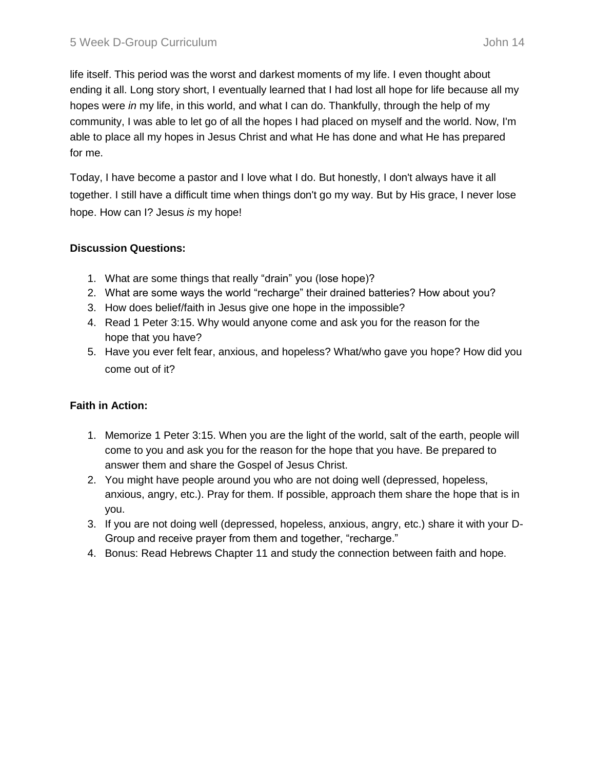life itself. This period was the worst and darkest moments of my life. I even thought about ending it all. Long story short, I eventually learned that I had lost all hope for life because all my hopes were *in* my life, in this world, and what I can do. Thankfully, through the help of my community, I was able to let go of all the hopes I had placed on myself and the world. Now, I'm able to place all my hopes in Jesus Christ and what He has done and what He has prepared for me.

Today, I have become a pastor and I love what I do. But honestly, I don't always have it all together. I still have a difficult time when things don't go my way. But by His grace, I never lose hope. How can I? Jesus *is* my hope!

**Discussion Questions:**

1. What are some things that really "drain" you (lose hope)?
2. What are some ways the world "recharge" their drained batteries? How about you?
3. How does belief/faith in Jesus give one hope in the impossible?
4. Read 1 Peter 3:15. Why would anyone come and ask you for the reason for the hope that you have?
5. Have you ever felt fear, anxious, and hopeless? What/who gave you hope? How did you come out of it?

**Faith in Action:**

1. Memorize 1 Peter 3:15. When you are the light of the world, salt of the earth, people will come to you and ask you for the reason for the hope that you have. Be prepared to answer them and share the Gospel of Jesus Christ.
2. You might have people around you who are not doing well (depressed, hopeless, anxious, angry, etc.). Pray for them. If possible, approach them share the hope that is in you.
3. If you are not doing well (depressed, hopeless, anxious, angry, etc.) share it with your D-Group and receive prayer from them and together, "recharge."
4. Bonus: Read Hebrews Chapter 11 and study the connection between faith and hope.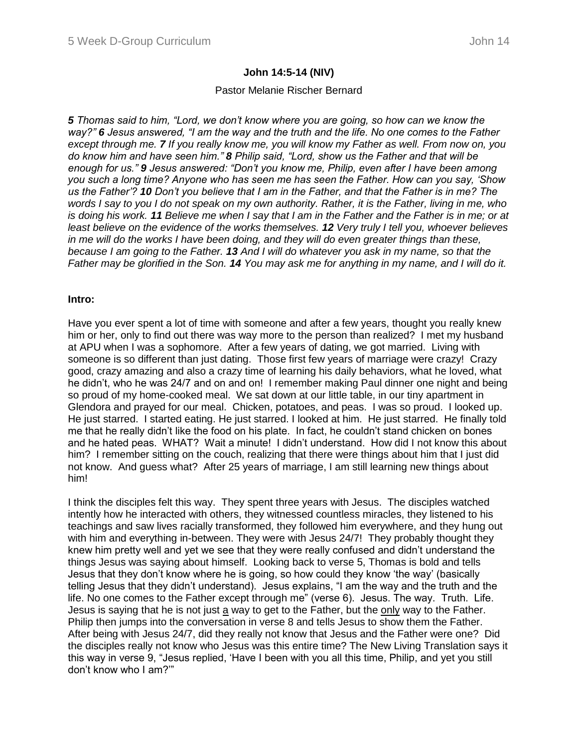**John 14:5-14 (NIV)**

Pastor Melanie Rischer Bernard

***5*** *Thomas said to him, "Lord, we don't know where you are going, so how can we know the way?"* ***6*** *Jesus answered, "I am the way and the truth and the life. No one comes to the Father except through me.* ***7*** *If you really know me, you will know my Father as well. From now on, you do know him and have seen him."* ***8*** *Philip said, "Lord, show us the Father and that will be enough for us."* ***9*** *Jesus answered: "Don't you know me, Philip, even after I have been among you such a long time? Anyone who has seen me has seen the Father. How can you say, 'Show us the Father'?* ***10*** *Don't you believe that I am in the Father, and that the Father is in me? The words I say to you I do not speak on my own authority. Rather, it is the Father, living in me, who is doing his work.* ***11*** *Believe me when I say that I am in the Father and the Father is in me; or at least believe on the evidence of the works themselves.* ***12*** *Very truly I tell you, whoever believes in me will do the works I have been doing, and they will do even greater things than these, because I am going to the Father.* ***13*** *And I will do whatever you ask in my name, so that the Father may be glorified in the Son.* ***14*** *You may ask me for anything in my name, and I will do it.*

**Intro:**

Have you ever spent a lot of time with someone and after a few years, thought you really knew him or her, only to find out there was way more to the person than realized? I met my husband at APU when I was a sophomore. After a few years of dating, we got married. Living with someone is so different than just dating. Those first few years of marriage were crazy! Crazy good, crazy amazing and also a crazy time of learning his daily behaviors, what he loved, what he didn't, who he was 24/7 and on and on! I remember making Paul dinner one night and being so proud of my home-cooked meal. We sat down at our little table, in our tiny apartment in Glendora and prayed for our meal. Chicken, potatoes, and peas. I was so proud. I looked up. He just starred. I started eating. He just starred. I looked at him. He just starred. He finally told me that he really didn't like the food on his plate. In fact, he couldn't stand chicken on bones and he hated peas. WHAT? Wait a minute! I didn't understand. How did I not know this about him? I remember sitting on the couch, realizing that there were things about him that I just did not know. And guess what? After 25 years of marriage, I am still learning new things about him!

I think the disciples felt this way. They spent three years with Jesus. The disciples watched intently how he interacted with others, they witnessed countless miracles, they listened to his teachings and saw lives racially transformed, they followed him everywhere, and they hung out with him and everything in-between. They were with Jesus 24/7! They probably thought they knew him pretty well and yet we see that they were really confused and didn't understand the things Jesus was saying about himself. Looking back to verse 5, Thomas is bold and tells Jesus that they don't know where he is going, so how could they know 'the way' (basically telling Jesus that they didn't understand). Jesus explains, "I am the way and the truth and the life. No one comes to the Father except through me" (verse 6). Jesus. The way. Truth. Life. Jesus is saying that he is not just <u>a</u> way to get to the Father, but the <u>only</u> way to the Father. Philip then jumps into the conversation in verse 8 and tells Jesus to show them the Father. After being with Jesus 24/7, did they really not know that Jesus and the Father were one? Did the disciples really not know who Jesus was this entire time? The New Living Translation says it this way in verse 9, "Jesus replied, 'Have I been with you all this time, Philip, and yet you still don't know who I am?'"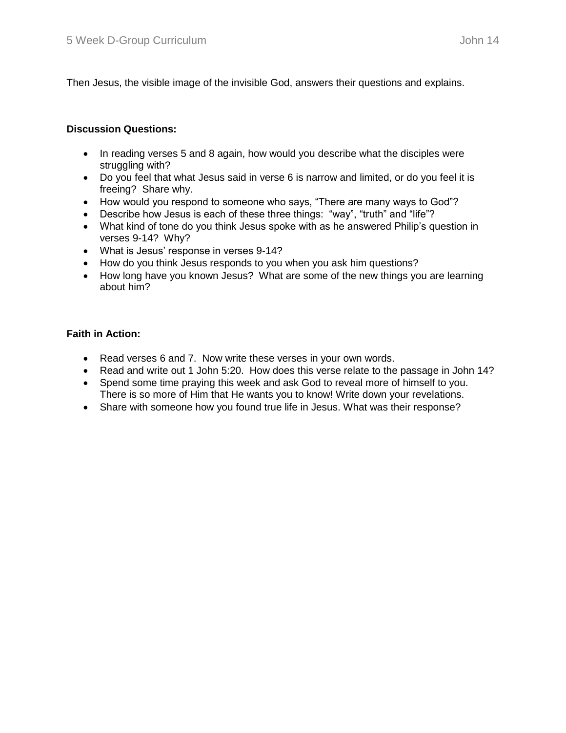Then Jesus, the visible image of the invisible God, answers their questions and explains.

**Discussion Questions:**

- In reading verses 5 and 8 again, how would you describe what the disciples were struggling with?
- Do you feel that what Jesus said in verse 6 is narrow and limited, or do you feel it is freeing? Share why.
- How would you respond to someone who says, "There are many ways to God"?
- Describe how Jesus is each of these three things: "way", "truth" and "life"?
- What kind of tone do you think Jesus spoke with as he answered Philip's question in verses 9-14? Why?
- What is Jesus' response in verses 9-14?
- How do you think Jesus responds to you when you ask him questions?
- How long have you known Jesus? What are some of the new things you are learning about him?

**Faith in Action:**

- Read verses 6 and 7. Now write these verses in your own words.
- Read and write out 1 John 5:20. How does this verse relate to the passage in John 14?
- Spend some time praying this week and ask God to reveal more of himself to you. There is so more of Him that He wants you to know! Write down your revelations.
- Share with someone how you found true life in Jesus. What was their response?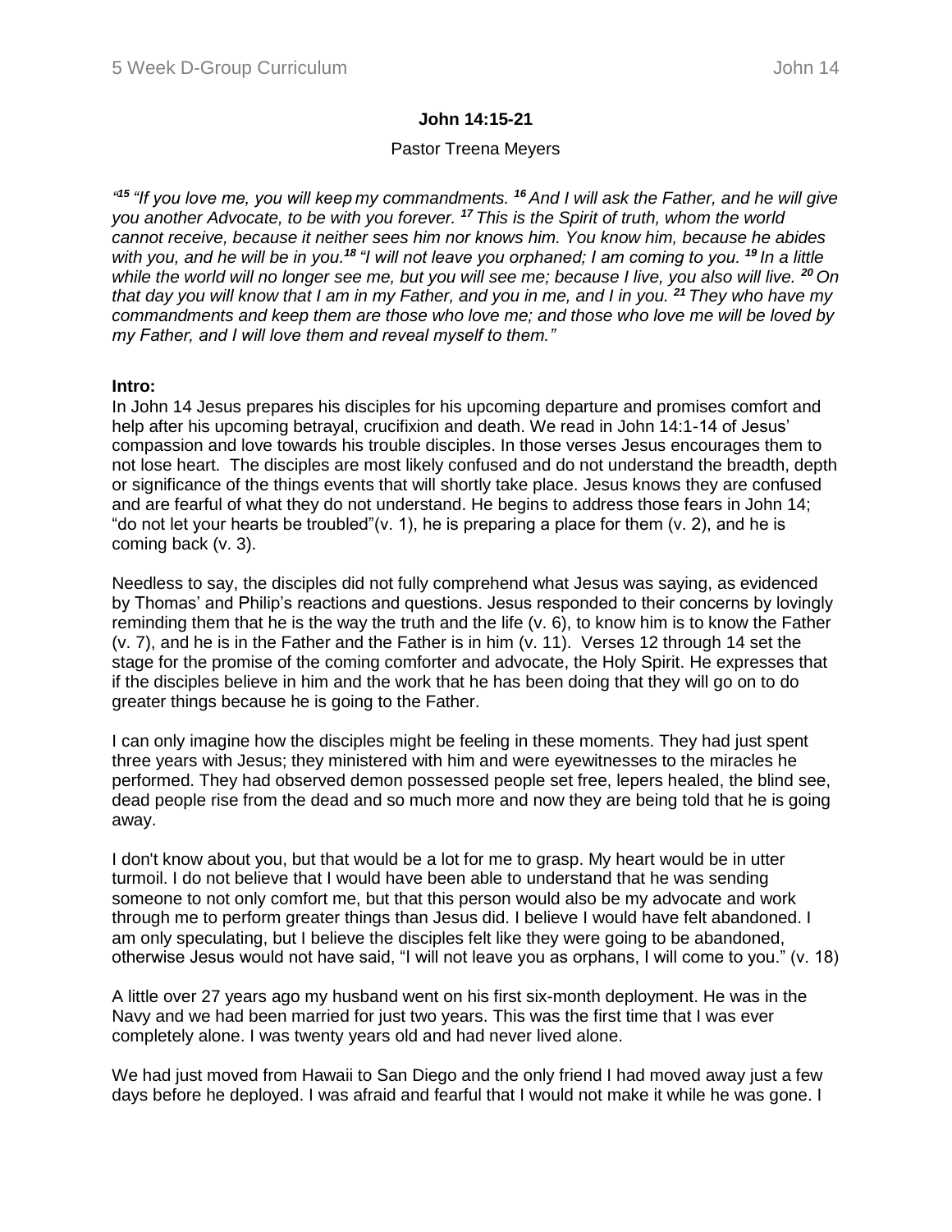**John 14:15-21**

Pastor Treena Meyers

*"[15] "If you love me, you will keep my commandments. [16] And I will ask the Father, and he will give you another Advocate, to be with you forever. [17] This is the Spirit of truth, whom the world cannot receive, because it neither sees him nor knows him. You know him, because he abides with you, and he will be in you.[18] "I will not leave you orphaned; I am coming to you. [19] In a little while the world will no longer see me, but you will see me; because I live, you also will live. [20] On that day you will know that I am in my Father, and you in me, and I in you. [21] They who have my commandments and keep them are those who love me; and those who love me will be loved by my Father, and I will love them and reveal myself to them."*

**Intro:**

In John 14 Jesus prepares his disciples for his upcoming departure and promises comfort and help after his upcoming betrayal, crucifixion and death. We read in John 14:1-14 of Jesus' compassion and love towards his trouble disciples. In those verses Jesus encourages them to not lose heart. The disciples are most likely confused and do not understand the breadth, depth or significance of the things events that will shortly take place. Jesus knows they are confused and are fearful of what they do not understand. He begins to address those fears in John 14; "do not let your hearts be troubled"(v. 1), he is preparing a place for them (v. 2), and he is coming back (v. 3).

Needless to say, the disciples did not fully comprehend what Jesus was saying, as evidenced by Thomas' and Philip's reactions and questions. Jesus responded to their concerns by lovingly reminding them that he is the way the truth and the life (v. 6), to know him is to know the Father (v. 7), and he is in the Father and the Father is in him (v. 11). Verses 12 through 14 set the stage for the promise of the coming comforter and advocate, the Holy Spirit. He expresses that if the disciples believe in him and the work that he has been doing that they will go on to do greater things because he is going to the Father.

I can only imagine how the disciples might be feeling in these moments. They had just spent three years with Jesus; they ministered with him and were eyewitnesses to the miracles he performed. They had observed demon possessed people set free, lepers healed, the blind see, dead people rise from the dead and so much more and now they are being told that he is going away.

I don't know about you, but that would be a lot for me to grasp. My heart would be in utter turmoil. I do not believe that I would have been able to understand that he was sending someone to not only comfort me, but that this person would also be my advocate and work through me to perform greater things than Jesus did. I believe I would have felt abandoned. I am only speculating, but I believe the disciples felt like they were going to be abandoned, otherwise Jesus would not have said, "I will not leave you as orphans, I will come to you." (v. 18)

A little over 27 years ago my husband went on his first six-month deployment. He was in the Navy and we had been married for just two years. This was the first time that I was ever completely alone. I was twenty years old and had never lived alone.

We had just moved from Hawaii to San Diego and the only friend I had moved away just a few days before he deployed. I was afraid and fearful that I would not make it while he was gone. I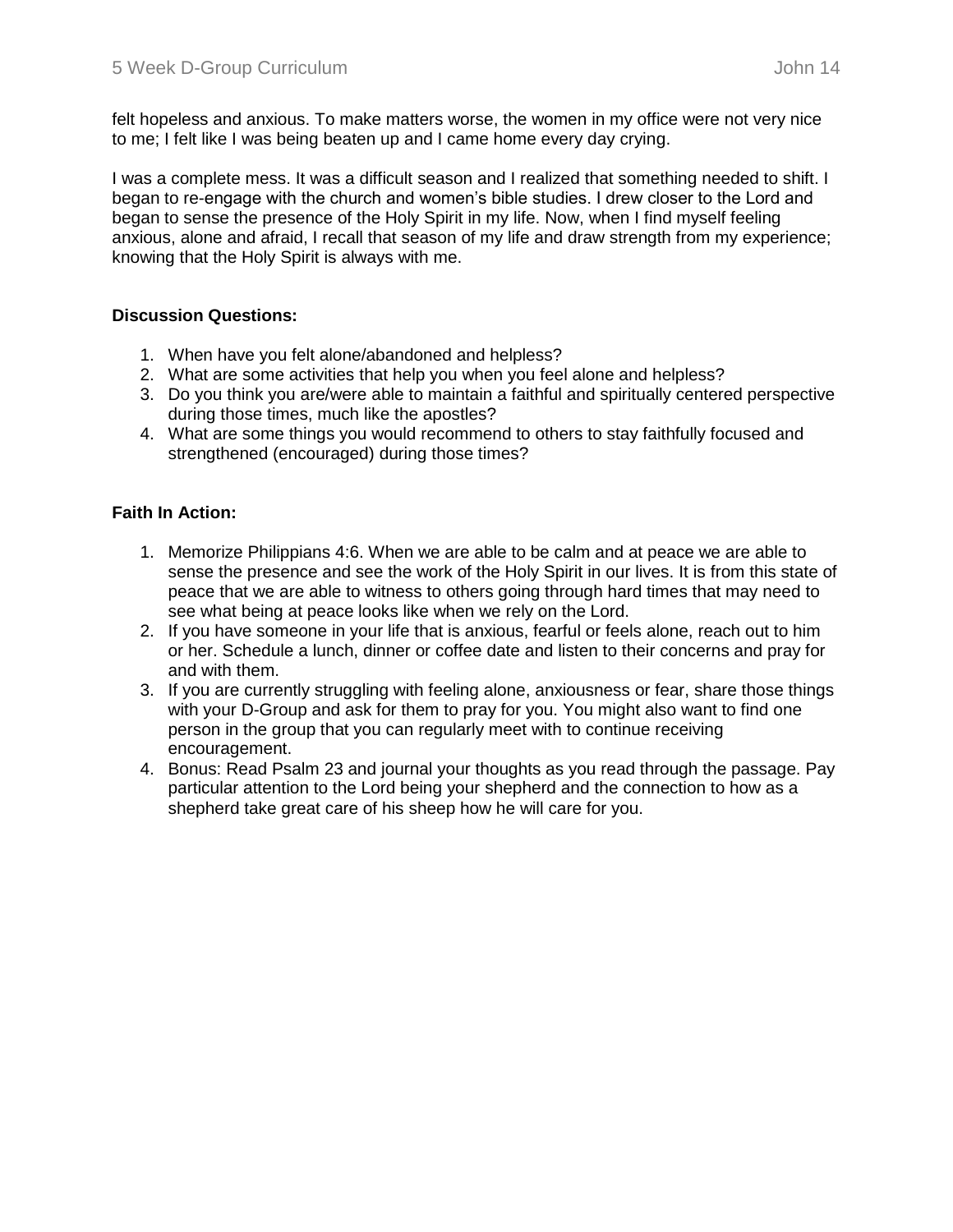felt hopeless and anxious. To make matters worse, the women in my office were not very nice to me; I felt like I was being beaten up and I came home every day crying.

I was a complete mess. It was a difficult season and I realized that something needed to shift. I began to re-engage with the church and women's bible studies. I drew closer to the Lord and began to sense the presence of the Holy Spirit in my life. Now, when I find myself feeling anxious, alone and afraid, I recall that season of my life and draw strength from my experience; knowing that the Holy Spirit is always with me.

**Discussion Questions:**

1. When have you felt alone/abandoned and helpless?
2. What are some activities that help you when you feel alone and helpless?
3. Do you think you are/were able to maintain a faithful and spiritually centered perspective during those times, much like the apostles?
4. What are some things you would recommend to others to stay faithfully focused and strengthened (encouraged) during those times?

**Faith In Action:**

1. Memorize Philippians 4:6. When we are able to be calm and at peace we are able to sense the presence and see the work of the Holy Spirit in our lives. It is from this state of peace that we are able to witness to others going through hard times that may need to see what being at peace looks like when we rely on the Lord.
2. If you have someone in your life that is anxious, fearful or feels alone, reach out to him or her. Schedule a lunch, dinner or coffee date and listen to their concerns and pray for and with them.
3. If you are currently struggling with feeling alone, anxiousness or fear, share those things with your D-Group and ask for them to pray for you. You might also want to find one person in the group that you can regularly meet with to continue receiving encouragement.
4. Bonus: Read Psalm 23 and journal your thoughts as you read through the passage. Pay particular attention to the Lord being your shepherd and the connection to how as a shepherd take great care of his sheep how he will care for you.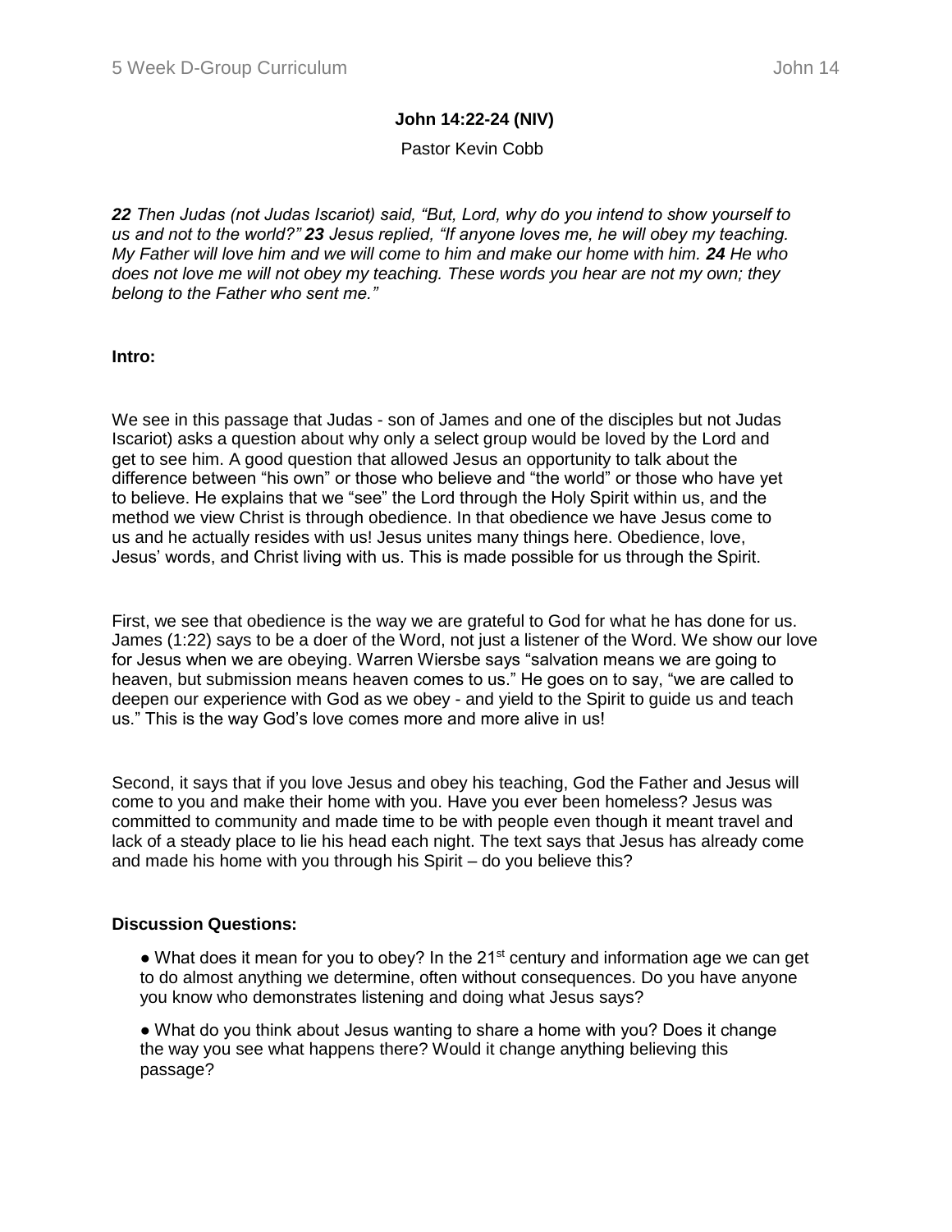**John 14:22-24 (NIV)**

Pastor Kevin Cobb

***22*** *Then Judas (not Judas Iscariot) said, "But, Lord, why do you intend to show yourself to us and not to the world?"* ***23*** *Jesus replied, "If anyone loves me, he will obey my teaching. My Father will love him and we will come to him and make our home with him.* ***24*** *He who does not love me will not obey my teaching. These words you hear are not my own; they belong to the Father who sent me."*

**Intro:**

We see in this passage that Judas - son of James and one of the disciples but not Judas Iscariot) asks a question about why only a select group would be loved by the Lord and get to see him. A good question that allowed Jesus an opportunity to talk about the difference between "his own" or those who believe and "the world" or those who have yet to believe. He explains that we "see" the Lord through the Holy Spirit within us, and the method we view Christ is through obedience. In that obedience we have Jesus come to us and he actually resides with us! Jesus unites many things here. Obedience, love, Jesus' words, and Christ living with us. This is made possible for us through the Spirit.

First, we see that obedience is the way we are grateful to God for what he has done for us. James (1:22) says to be a doer of the Word, not just a listener of the Word. We show our love for Jesus when we are obeying. Warren Wiersbe says "salvation means we are going to heaven, but submission means heaven comes to us." He goes on to say, "we are called to deepen our experience with God as we obey - and yield to the Spirit to guide us and teach us." This is the way God's love comes more and more alive in us!

Second, it says that if you love Jesus and obey his teaching, God the Father and Jesus will come to you and make their home with you. Have you ever been homeless? Jesus was committed to community and made time to be with people even though it meant travel and lack of a steady place to lie his head each night. The text says that Jesus has already come and made his home with you through his Spirit – do you believe this?

**Discussion Questions:**

- What does it mean for you to obey? In the 21st century and information age we can get to do almost anything we determine, often without consequences. Do you have anyone you know who demonstrates listening and doing what Jesus says?
- What do you think about Jesus wanting to share a home with you? Does it change the way you see what happens there? Would it change anything believing this passage?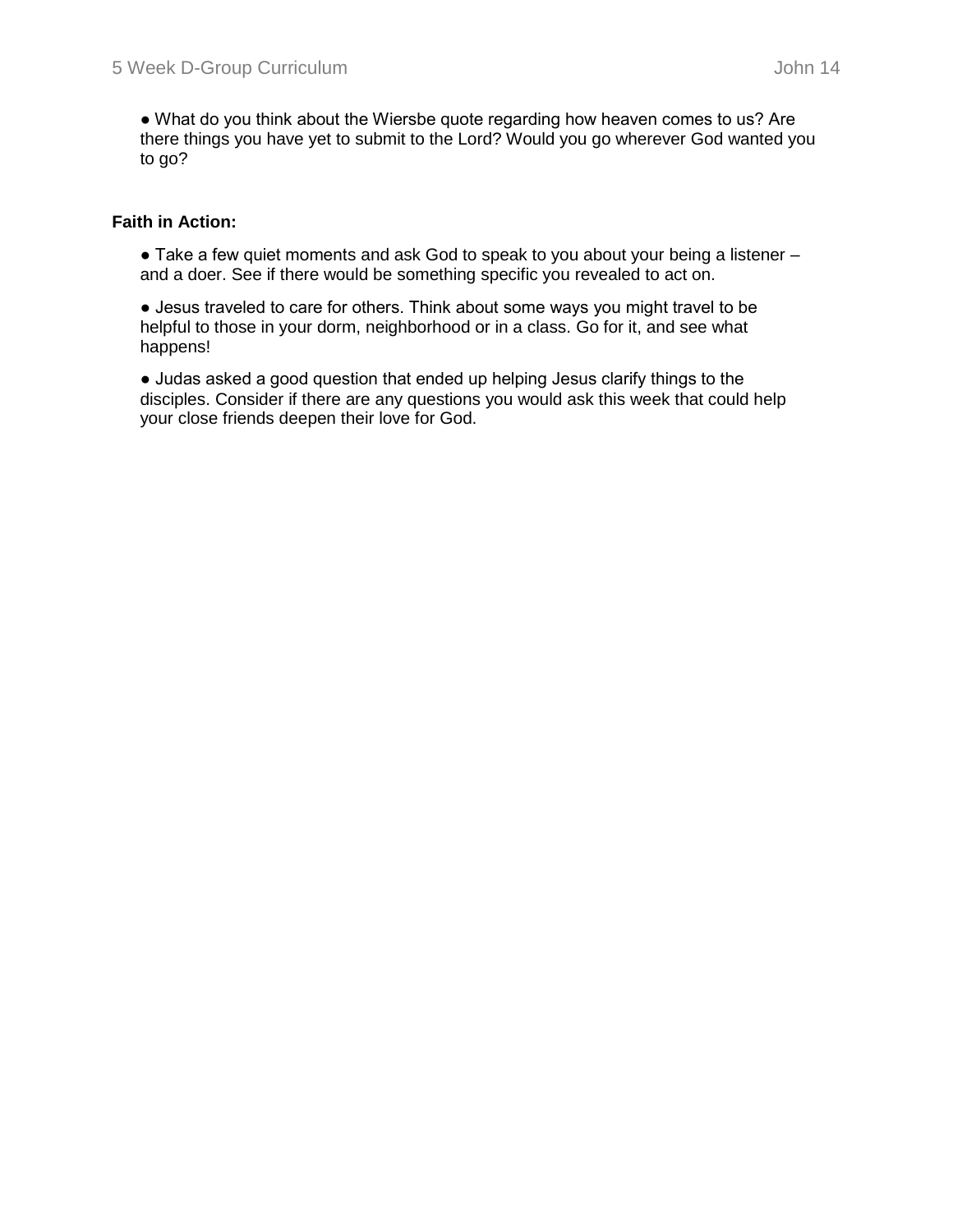- What do you think about the Wiersbe quote regarding how heaven comes to us? Are there things you have yet to submit to the Lord? Would you go wherever God wanted you to go?

**Faith in Action:**

- Take a few quiet moments and ask God to speak to you about your being a listener – and a doer. See if there would be something specific you revealed to act on.
- Jesus traveled to care for others. Think about some ways you might travel to be helpful to those in your dorm, neighborhood or in a class. Go for it, and see what happens!
- Judas asked a good question that ended up helping Jesus clarify things to the disciples. Consider if there are any questions you would ask this week that could help your close friends deepen their love for God.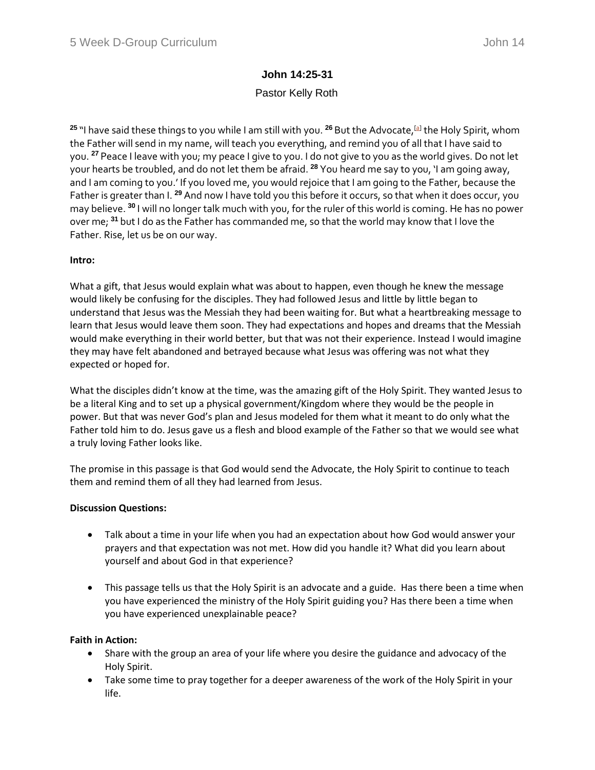## John 14:25-31

Pastor Kelly Roth

[25] "I have said these things to you while I am still with you. [26] But the Advocate,[a] the Holy Spirit, whom the Father will send in my name, will teach you everything, and remind you of all that I have said to you. [27] Peace I leave with you; my peace I give to you. I do not give to you as the world gives. Do not let your hearts be troubled, and do not let them be afraid. [28] You heard me say to you, 'I am going away, and I am coming to you.' If you loved me, you would rejoice that I am going to the Father, because the Father is greater than I. [29] And now I have told you this before it occurs, so that when it does occur, you may believe. [30] I will no longer talk much with you, for the ruler of this world is coming. He has no power over me; [31] but I do as the Father has commanded me, so that the world may know that I love the Father. Rise, let us be on our way.

**Intro:**

What a gift, that Jesus would explain what was about to happen, even though he knew the message would likely be confusing for the disciples. They had followed Jesus and little by little began to understand that Jesus was the Messiah they had been waiting for. But what a heartbreaking message to learn that Jesus would leave them soon. They had expectations and hopes and dreams that the Messiah would make everything in their world better, but that was not their experience. Instead I would imagine they may have felt abandoned and betrayed because what Jesus was offering was not what they expected or hoped for.

What the disciples didn't know at the time, was the amazing gift of the Holy Spirit. They wanted Jesus to be a literal King and to set up a physical government/Kingdom where they would be the people in power. But that was never God's plan and Jesus modeled for them what it meant to do only what the Father told him to do. Jesus gave us a flesh and blood example of the Father so that we would see what a truly loving Father looks like.

The promise in this passage is that God would send the Advocate, the Holy Spirit to continue to teach them and remind them of all they had learned from Jesus.

**Discussion Questions:**

- Talk about a time in your life when you had an expectation about how God would answer your prayers and that expectation was not met. How did you handle it? What did you learn about yourself and about God in that experience?
- This passage tells us that the Holy Spirit is an advocate and a guide. Has there been a time when you have experienced the ministry of the Holy Spirit guiding you? Has there been a time when you have experienced unexplainable peace?

**Faith in Action:**

- Share with the group an area of your life where you desire the guidance and advocacy of the Holy Spirit.
- Take some time to pray together for a deeper awareness of the work of the Holy Spirit in your life.